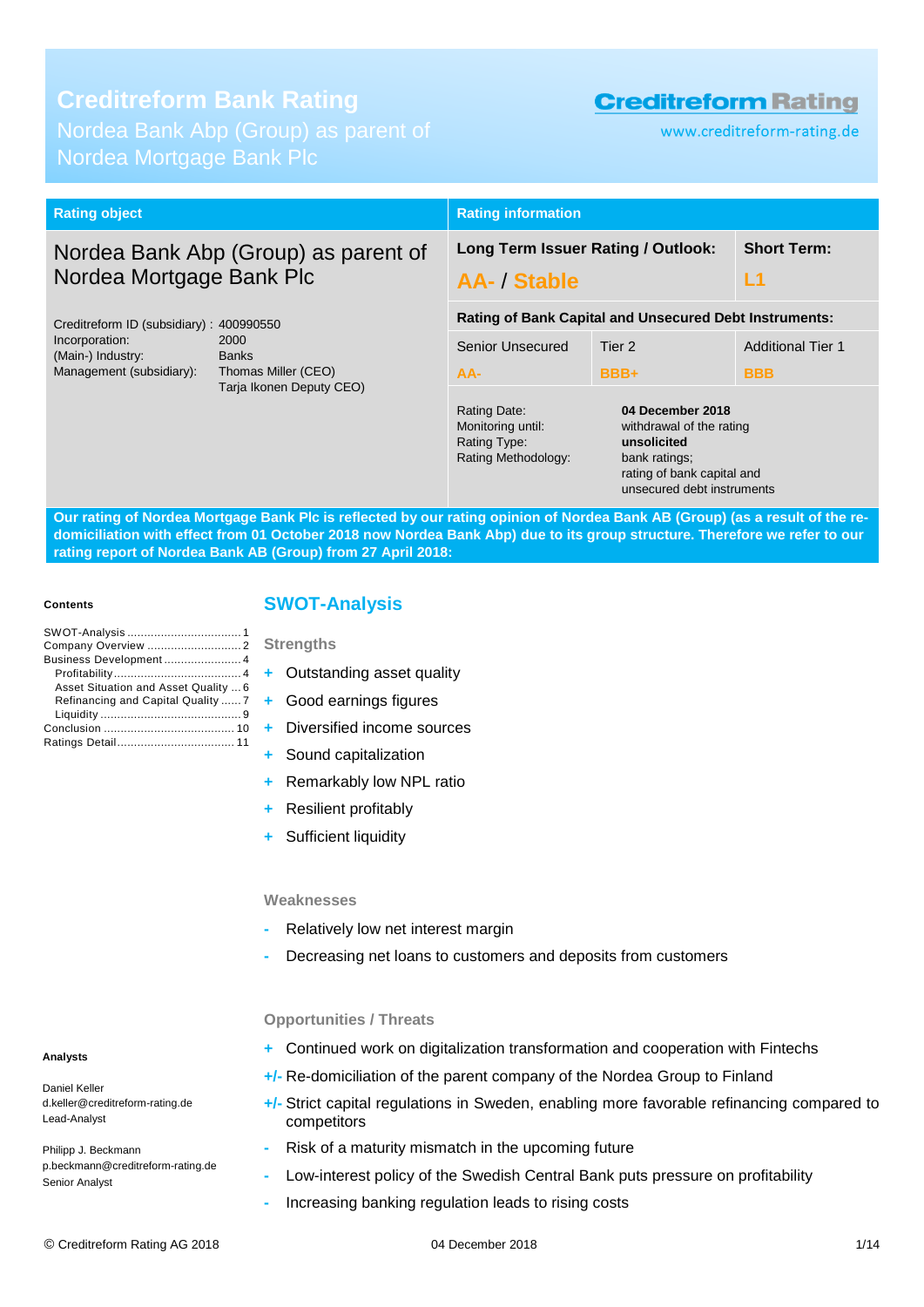# Creditreform Bank Rating

Nordea Bank Abp (Group) as parent of Nordea Mortgage Bank Plc

**Creditreform Rating**

www.creditreform-rating.de

| Rating object | Rating information |
|---|---|

**Nordea Bank Abp (Group) as parent of Nordea Mortgage Bank Plc**

| | |
|---|---|
| Creditreform ID (subsidiary): | 400990550 |
| Incorporation: | 2000 |
| (Main-) Industry: | Banks |
| Management (subsidiary): | Thomas Miller (CEO)<br>Tarja Ikonen Deputy CEO) |

| Long Term Issuer Rating / Outlook: | Short Term: |
|---|---|
| **AA- / Stable** | **L1** |

**Rating of Bank Capital and Unsecured Debt Instruments:**

| Senior Unsecured | Tier 2 | Additional Tier 1 |
|---|---|---|
| AA- | BBB+ | BBB |

| | |
|---|---|
| Rating Date: | **04 December 2018** |
| Monitoring until: | withdrawal of the rating |
| Rating Type: | **unsolicited** |
| Rating Methodology: | bank ratings;<br>rating of bank capital and unsecured debt instruments |

**Our rating of Nordea Mortgage Bank Plc is reflected by our rating opinion of Nordea Bank AB (Group) (as a result of the re-domiciliation with effect from 01 October 2018 now Nordea Bank Abp) due to its group structure. Therefore we refer to our rating report of Nordea Bank AB (Group) from 27 April 2018:**

**Contents**

- SWOT-Analysis .... 1
- Company Overview .... 2
- Business Development .... 4
  - Profitability .... 4
  - Asset Situation and Asset Quality .... 6
  - Refinancing and Capital Quality .... 7
  - Liquidity .... 9
- Conclusion .... 10
- Ratings Detail .... 11

**Analysts**

Daniel Keller
d.keller@creditreform-rating.de
Lead-Analyst

Philipp J. Beckmann
p.beckmann@creditreform-rating.de
Senior Analyst

## SWOT-Analysis

### Strengths

- \+ Outstanding asset quality
- \+ Good earnings figures
- \+ Diversified income sources
- \+ Sound capitalization
- \+ Remarkably low NPL ratio
- \+ Resilient profitably
- \+ Sufficient liquidity

### Weaknesses

- \- Relatively low net interest margin
- \- Decreasing net loans to customers and deposits from customers

### Opportunities / Threats

- \+ Continued work on digitalization transformation and cooperation with Fintechs
- +/- Re-domiciliation of the parent company of the Nordea Group to Finland
- +/- Strict capital regulations in Sweden, enabling more favorable refinancing compared to competitors
- \- Risk of a maturity mismatch in the upcoming future
- \- Low-interest policy of the Swedish Central Bank puts pressure on profitability
- \- Increasing banking regulation leads to rising costs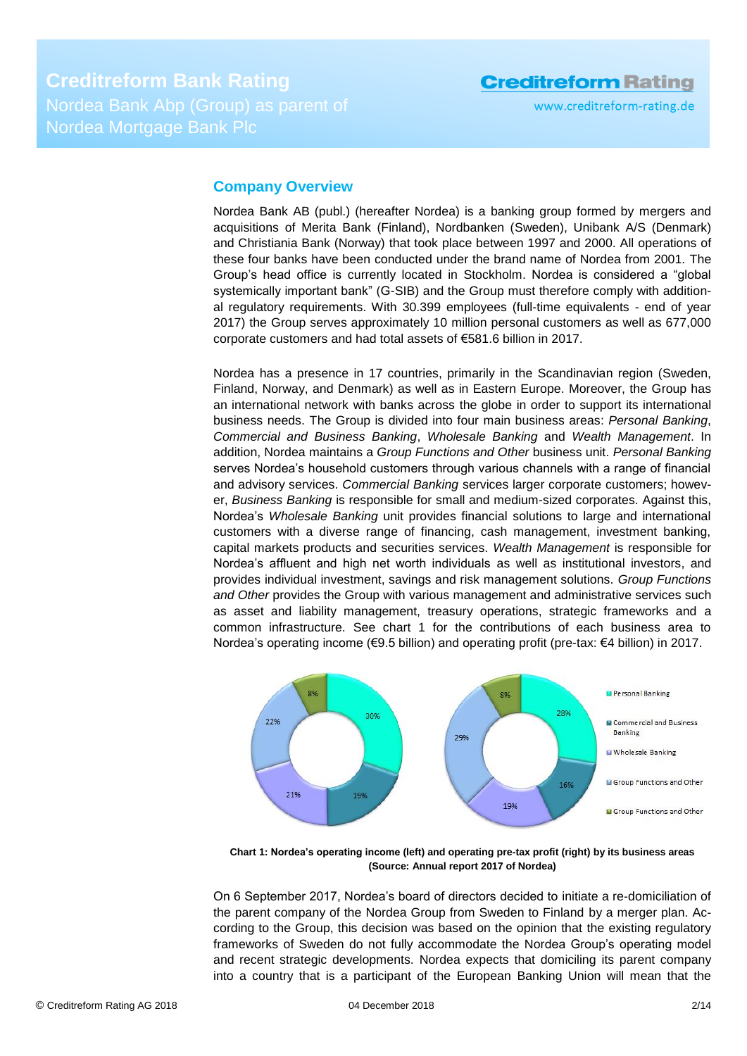## Company Overview

Nordea Bank AB (publ.) (hereafter Nordea) is a banking group formed by mergers and acquisitions of Merita Bank (Finland), Nordbanken (Sweden), Unibank A/S (Denmark) and Christiania Bank (Norway) that took place between 1997 and 2000. All operations of these four banks have been conducted under the brand name of Nordea from 2001. The Group's head office is currently located in Stockholm. Nordea is considered a "global systemically important bank" (G-SIB) and the Group must therefore comply with additional regulatory requirements. With 30.399 employees (full-time equivalents - end of year 2017) the Group serves approximately 10 million personal customers as well as 677,000 corporate customers and had total assets of €581.6 billion in 2017.

Nordea has a presence in 17 countries, primarily in the Scandinavian region (Sweden, Finland, Norway, and Denmark) as well as in Eastern Europe. Moreover, the Group has an international network with banks across the globe in order to support its international business needs. The Group is divided into four main business areas: *Personal Banking*, *Commercial and Business Banking*, *Wholesale Banking* and *Wealth Management*. In addition, Nordea maintains a *Group Functions and Other* business unit. *Personal Banking* serves Nordea's household customers through various channels with a range of financial and advisory services. *Commercial Banking* services larger corporate customers; however, *Business Banking* is responsible for small and medium-sized corporates. Against this, Nordea's *Wholesale Banking* unit provides financial solutions to large and international customers with a diverse range of financing, cash management, investment banking, capital markets products and securities services. *Wealth Management* is responsible for Nordea's affluent and high net worth individuals as well as institutional investors, and provides individual investment, savings and risk management solutions. *Group Functions and Other* provides the Group with various management and administrative services such as asset and liability management, treasury operations, strategic frameworks and a common infrastructure. See chart 1 for the contributions of each business area to Nordea's operating income (€9.5 billion) and operating profit (pre-tax: €4 billion) in 2017.

| Business area | Operating income | Operating pre-tax profit |
|---|---|---|
| Personal Banking | 30% | 28% |
| Commercial and Business Banking | 19% | 16% |
| Wholesale Banking | 21% | 19% |
| Group Functions and Other | 22% | 29% |
| Group Functions and Other | 8% | 8% |

**Chart 1: Nordea's operating income (left) and operating pre-tax profit (right) by its business areas (Source: Annual report 2017 of Nordea)**

On 6 September 2017, Nordea's board of directors decided to initiate a re-domiciliation of the parent company of the Nordea Group from Sweden to Finland by a merger plan. According to the Group, this decision was based on the opinion that the existing regulatory frameworks of Sweden do not fully accommodate the Nordea Group's operating model and recent strategic developments. Nordea expects that domiciling its parent company into a country that is a participant of the European Banking Union will mean that the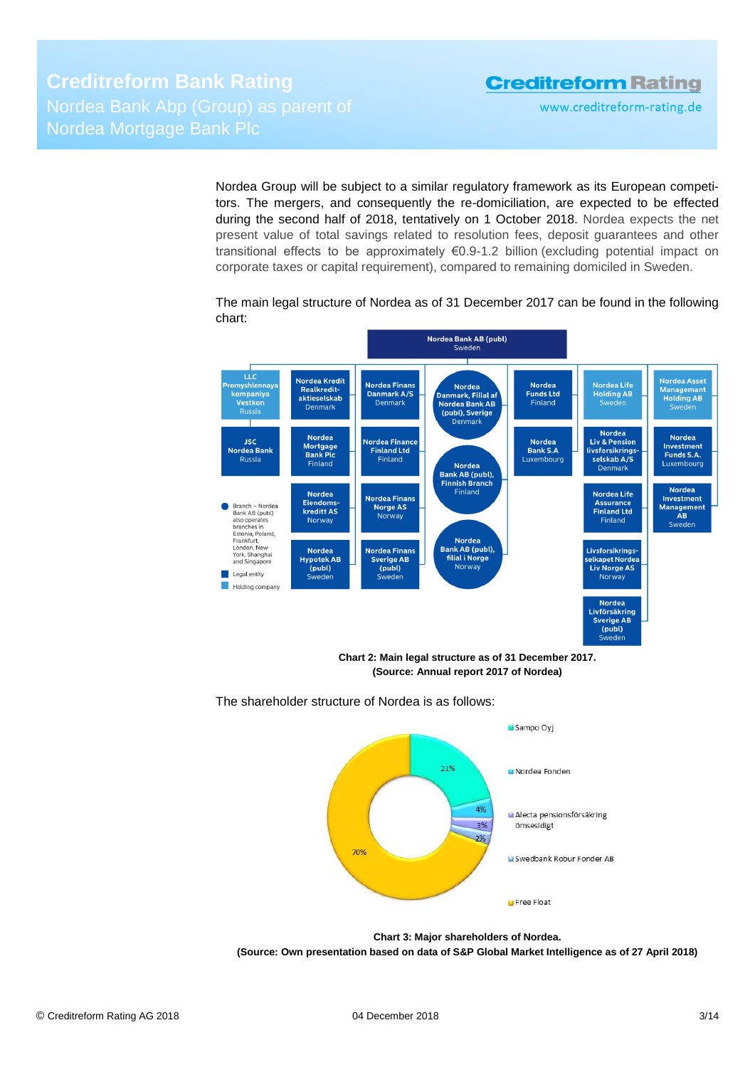Nordea Group will be subject to a similar regulatory framework as its European competitors. The mergers, and consequently the re-domiciliation, are expected to be effected during the second half of 2018, tentatively on 1 October 2018. Nordea expects the net present value of total savings related to resolution fees, deposit guarantees and other transitional effects to be approximately €0.9-1.2 billion (excluding potential impact on corporate taxes or capital requirement), compared to remaining domiciled in Sweden.

The main legal structure of Nordea as of 31 December 2017 can be found in the following chart:

**Chart 2: Main legal structure as of 31 December 2017.**
**(Source: Annual report 2017 of Nordea)**

The shareholder structure of Nordea is as follows:

**Chart 3: Major shareholders of Nordea.**
**(Source: Own presentation based on data of S&P Global Market Intelligence as of 27 April 2018)**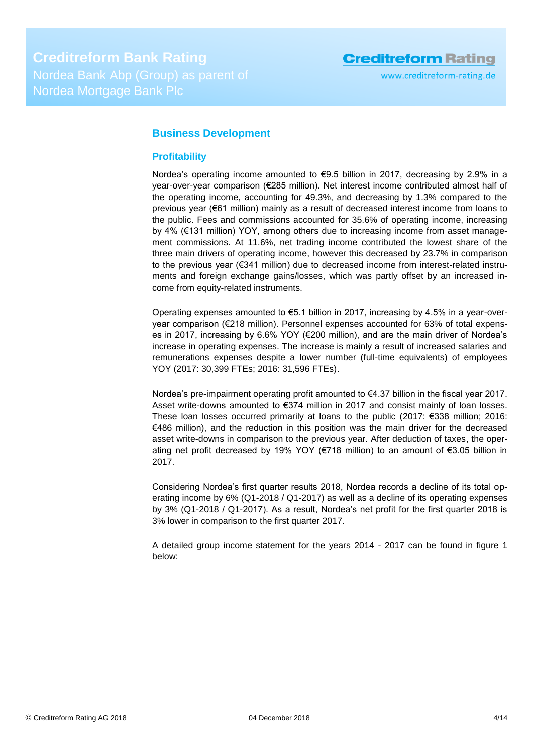## Business Development

### Profitability

Nordea's operating income amounted to €9.5 billion in 2017, decreasing by 2.9% in a year-over-year comparison (€285 million). Net interest income contributed almost half of the operating income, accounting for 49.3%, and decreasing by 1.3% compared to the previous year (€61 million) mainly as a result of decreased interest income from loans to the public. Fees and commissions accounted for 35.6% of operating income, increasing by 4% (€131 million) YOY, among others due to increasing income from asset management commissions. At 11.6%, net trading income contributed the lowest share of the three main drivers of operating income, however this decreased by 23.7% in comparison to the previous year (€341 million) due to decreased income from interest-related instruments and foreign exchange gains/losses, which was partly offset by an increased income from equity-related instruments.

Operating expenses amounted to €5.1 billion in 2017, increasing by 4.5% in a year-over-year comparison (€218 million). Personnel expenses accounted for 63% of total expenses in 2017, increasing by 6.6% YOY (€200 million), and are the main driver of Nordea's increase in operating expenses. The increase is mainly a result of increased salaries and remunerations expenses despite a lower number (full-time equivalents) of employees YOY (2017: 30,399 FTEs; 2016: 31,596 FTEs).

Nordea's pre-impairment operating profit amounted to €4.37 billion in the fiscal year 2017. Asset write-downs amounted to €374 million in 2017 and consist mainly of loan losses. These loan losses occurred primarily at loans to the public (2017: €338 million; 2016: €486 million), and the reduction in this position was the main driver for the decreased asset write-downs in comparison to the previous year. After deduction of taxes, the operating net profit decreased by 19% YOY (€718 million) to an amount of €3.05 billion in 2017.

Considering Nordea's first quarter results 2018, Nordea records a decline of its total operating income by 6% (Q1-2018 / Q1-2017) as well as a decline of its operating expenses by 3% (Q1-2018 / Q1-2017). As a result, Nordea's net profit for the first quarter 2018 is 3% lower in comparison to the first quarter 2017.

A detailed group income statement for the years 2014 - 2017 can be found in figure 1 below: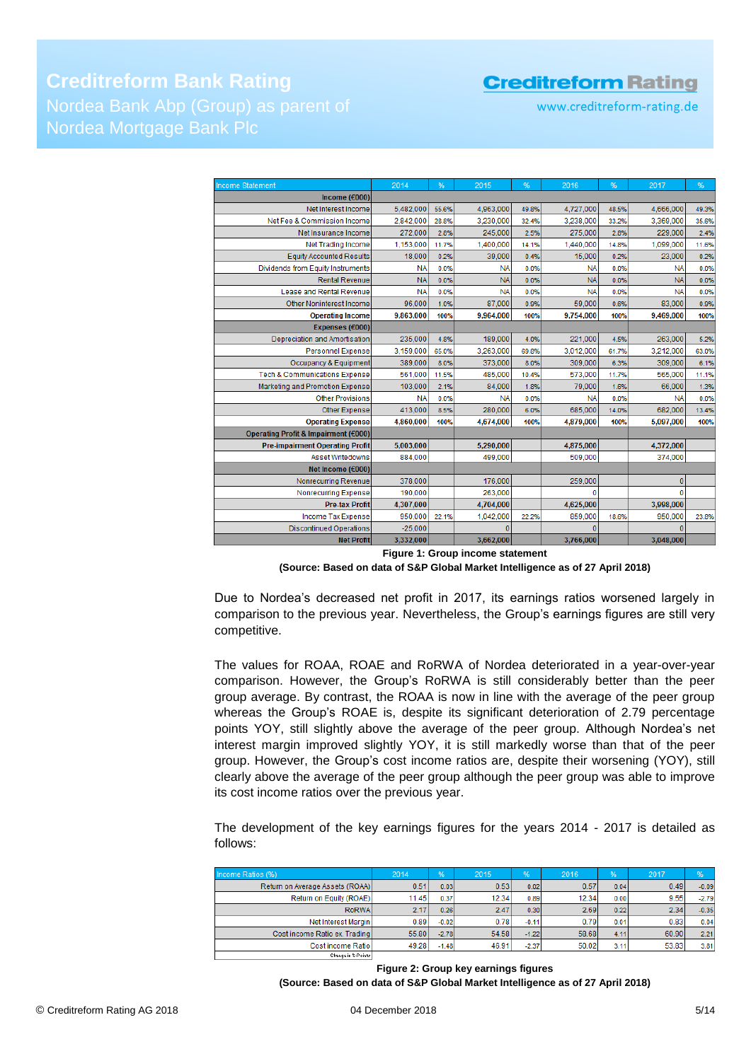| Income Statement | 2014 | % | 2015 | % | 2016 | % | 2017 | % |
|---|---|---|---|---|---|---|---|---|
| **Income (€000)** | | | | | | | | |
| Net Interest Income | 5,482,000 | 55.6% | 4,963,000 | 49.8% | 4,727,000 | 48.5% | 4,666,000 | 49.3% |
| Net Fee & Commission Income | 2,842,000 | 28.8% | 3,230,000 | 32.4% | 3,238,000 | 33.2% | 3,369,000 | 35.6% |
| Net Insurance Income | 272,000 | 2.8% | 245,000 | 2.5% | 275,000 | 2.8% | 229,000 | 2.4% |
| Net Trading Income | 1,153,000 | 11.7% | 1,400,000 | 14.1% | 1,440,000 | 14.8% | 1,099,000 | 11.6% |
| Equity Accounted Results | 18,000 | 0.2% | 39,000 | 0.4% | 15,000 | 0.2% | 23,000 | 0.2% |
| Dividends from Equity Instruments | NA | 0.0% | NA | 0.0% | NA | 0.0% | NA | 0.0% |
| Rental Revenue | NA | 0.0% | NA | 0.0% | NA | 0.0% | NA | 0.0% |
| Lease and Rental Revenue | NA | 0.0% | NA | 0.0% | NA | 0.0% | NA | 0.0% |
| Other Noninterest Income | 96,000 | 1.0% | 87,000 | 0.9% | 59,000 | 0.6% | 83,000 | 0.9% |
| **Operating Income** | **9,863,000** | **100%** | **9,964,000** | **100%** | **9,754,000** | **100%** | **9,469,000** | **100%** |
| **Expenses (€000)** | | | | | | | | |
| Depreciation and Amortisation | 235,000 | 4.8% | 189,000 | 4.0% | 221,000 | 4.5% | 263,000 | 5.2% |
| Personnel Expense | 3,159,000 | 65.0% | 3,263,000 | 69.8% | 3,012,000 | 61.7% | 3,212,000 | 63.0% |
| Occupancy & Equipment | 389,000 | 8.0% | 373,000 | 8.0% | 309,000 | 6.3% | 309,000 | 6.1% |
| Tech & Communications Expense | 561,000 | 11.5% | 485,000 | 10.4% | 573,000 | 11.7% | 565,000 | 11.1% |
| Marketing and Promotion Expense | 103,000 | 2.1% | 84,000 | 1.8% | 79,000 | 1.6% | 66,000 | 1.3% |
| Other Provisions | NA | 0.0% | NA | 0.0% | NA | 0.0% | NA | 0.0% |
| Other Expense | 413,000 | 8.5% | 280,000 | 6.0% | 685,000 | 14.0% | 682,000 | 13.4% |
| **Operating Expense** | **4,860,000** | **100%** | **4,674,000** | **100%** | **4,879,000** | **100%** | **5,097,000** | **100%** |
| **Operating Profit & Impairment (€000)** | | | | | | | | |
| **Pre-impairment Operating Profit** | **5,003,000** | | **5,290,000** | | **4,875,000** | | **4,372,000** | |
| Asset Writedowns | 884,000 | | 499,000 | | 509,000 | | 374,000 | |
| **Net Income (€000)** | | | | | | | | |
| Nonrecurring Revenue | 378,000 | | 176,000 | | 259,000 | | 0 | |
| Nonrecurring Expense | 190,000 | | 263,000 | | 0 | | 0 | |
| **Pre-tax Profit** | **4,307,000** | | **4,704,000** | | **4,625,000** | | **3,998,000** | |
| Income Tax Expense | 950,000 | 22.1% | 1,042,000 | 22.2% | 859,000 | 18.6% | 950,000 | 23.8% |
| Discontinued Operations | -25,000 | | 0 | | 0 | | 0 | |
| **Net Profit** | **3,332,000** | | **3,662,000** | | **3,766,000** | | **3,048,000** | |

**Figure 1: Group income statement**
**(Source: Based on data of S&P Global Market Intelligence as of 27 April 2018)**

Due to Nordea's decreased net profit in 2017, its earnings ratios worsened largely in comparison to the previous year. Nevertheless, the Group's earnings figures are still very competitive.

The values for ROAA, ROAE and RoRWA of Nordea deteriorated in a year-over-year comparison. However, the Group's RoRWA is still considerably better than the peer group average. By contrast, the ROAA is now in line with the average of the peer group whereas the Group's ROAE is, despite its significant deterioration of 2.79 percentage points YOY, still slightly above the average of the peer group. Although Nordea's net interest margin improved slightly YOY, it is still markedly worse than that of the peer group. However, the Group's cost income ratios are, despite their worsening (YOY), still clearly above the average of the peer group although the peer group was able to improve its cost income ratios over the previous year.

The development of the key earnings figures for the years 2014 - 2017 is detailed as follows:

| Income Ratios (%) | 2014 | % | 2015 | % | 2016 | % | 2017 | % |
|---|---|---|---|---|---|---|---|---|
| Return on Average Assets (ROAA) | 0.51 | 0.03 | 0.53 | 0.02 | 0.57 | 0.04 | 0.49 | -0.09 |
| Return on Equity (ROAE) | 11.45 | 0.37 | 12.34 | 0.89 | 12.34 | 0.00 | 9.55 | -2.79 |
| RoRWA | 2.17 | 0.26 | 2.47 | 0.30 | 2.69 | 0.22 | 2.34 | -0.35 |
| Net Interest Margin | 0.89 | -0.02 | 0.78 | -0.11 | 0.79 | 0.01 | 0.83 | 0.04 |
| Cost income Ratio ex. Trading | 55.80 | -2.78 | 54.58 | -1.22 | 58.68 | 4.11 | 60.90 | 2.21 |
| Cost income Ratio | 49.28 | -1.48 | 46.91 | -2.37 | 50.02 | 3.11 | 53.83 | 3.81 |
| Change in %-Points | | | | | | | | |

**Figure 2: Group key earnings figures**
**(Source: Based on data of S&P Global Market Intelligence as of 27 April 2018)**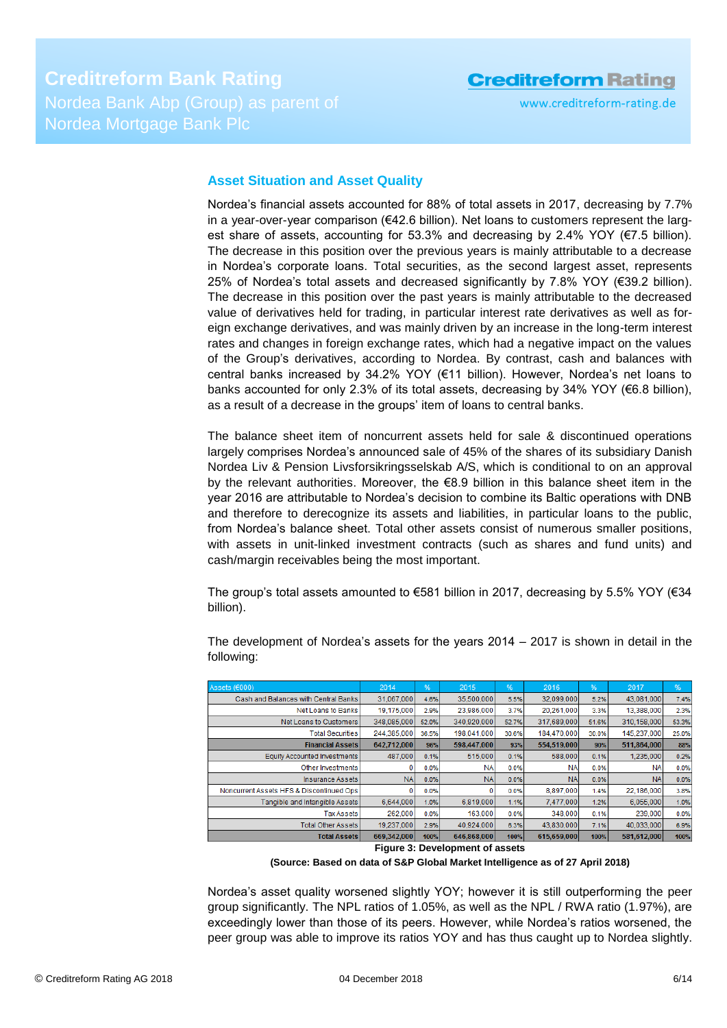## Asset Situation and Asset Quality

Nordea's financial assets accounted for 88% of total assets in 2017, decreasing by 7.7% in a year-over-year comparison (€42.6 billion). Net loans to customers represent the largest share of assets, accounting for 53.3% and decreasing by 2.4% YOY (€7.5 billion). The decrease in this position over the previous years is mainly attributable to a decrease in Nordea's corporate loans. Total securities, as the second largest asset, represents 25% of Nordea's total assets and decreased significantly by 7.8% YOY (€39.2 billion). The decrease in this position over the past years is mainly attributable to the decreased value of derivatives held for trading, in particular interest rate derivatives as well as foreign exchange derivatives, and was mainly driven by an increase in the long-term interest rates and changes in foreign exchange rates, which had a negative impact on the values of the Group's derivatives, according to Nordea. By contrast, cash and balances with central banks increased by 34.2% YOY (€11 billion). However, Nordea's net loans to banks accounted for only 2.3% of its total assets, decreasing by 34% YOY (€6.8 billion), as a result of a decrease in the groups' item of loans to central banks.

The balance sheet item of noncurrent assets held for sale & discontinued operations largely comprises Nordea's announced sale of 45% of the shares of its subsidiary Danish Nordea Liv & Pension Livsforsikringsselskab A/S, which is conditional to on an approval by the relevant authorities. Moreover, the €8.9 billion in this balance sheet item in the year 2016 are attributable to Nordea's decision to combine its Baltic operations with DNB and therefore to derecognize its assets and liabilities, in particular loans to the public, from Nordea's balance sheet. Total other assets consist of numerous smaller positions, with assets in unit-linked investment contracts (such as shares and fund units) and cash/margin receivables being the most important.

The group's total assets amounted to €581 billion in 2017, decreasing by 5.5% YOY (€34 billion).

The development of Nordea's assets for the years 2014 – 2017 is shown in detail in the following:

| Assets (€000) | 2014 | % | 2015 | % | 2016 | % | 2017 | % |
|---|---|---|---|---|---|---|---|---|
| Cash and Balances with Central Banks | 31,067,000 | 4.6% | 35,500,000 | 5.5% | 32,099,000 | 5.2% | 43,081,000 | 7.4% |
| Net Loans to Banks | 19,175,000 | 2.9% | 23,986,000 | 3.7% | 20,261,000 | 3.3% | 13,388,000 | 2.3% |
| Net Loans to Customers | 348,085,000 | 52.0% | 340,920,000 | 52.7% | 317,689,000 | 51.6% | 310,158,000 | 53.3% |
| Total Securities | 244,385,000 | 36.5% | 198,041,000 | 30.6% | 184,470,000 | 30.0% | 145,237,000 | 25.0% |
| **Financial Assets** | **642,712,000** | **96%** | **598,447,000** | **93%** | **554,519,000** | **90%** | **511,864,000** | **88%** |
| Equity Accounted Investments | 487,000 | 0.1% | 515,000 | 0.1% | 588,000 | 0.1% | 1,235,000 | 0.2% |
| Other Investments | 0 | 0.0% | NA | 0.0% | NA | 0.0% | NA | 0.0% |
| Insurance Assets | NA | 0.0% | NA | 0.0% | NA | 0.0% | NA | 0.0% |
| Noncurrent Assets HFS & Discontinued Ops | 0 | 0.0% | 0 | 0.0% | 8,897,000 | 1.4% | 22,186,000 | 3.8% |
| Tangible and Intangible Assets | 6,644,000 | 1.0% | 6,819,000 | 1.1% | 7,477,000 | 1.2% | 6,055,000 | 1.0% |
| Tax Assets | 262,000 | 0.0% | 163,000 | 0.0% | 348,000 | 0.1% | 239,000 | 0.0% |
| Total Other Assets | 19,237,000 | 2.9% | 40,924,000 | 6.3% | 43,830,000 | 7.1% | 40,033,000 | 6.9% |
| **Total Assets** | **669,342,000** | **100%** | **646,868,000** | **100%** | **615,659,000** | **100%** | **581,612,000** | **100%** |

**Figure 3: Development of assets**

**(Source: Based on data of S&P Global Market Intelligence as of 27 April 2018)**

Nordea's asset quality worsened slightly YOY; however it is still outperforming the peer group significantly. The NPL ratios of 1.05%, as well as the NPL / RWA ratio (1.97%), are exceedingly lower than those of its peers. However, while Nordea's ratios worsened, the peer group was able to improve its ratios YOY and has thus caught up to Nordea slightly.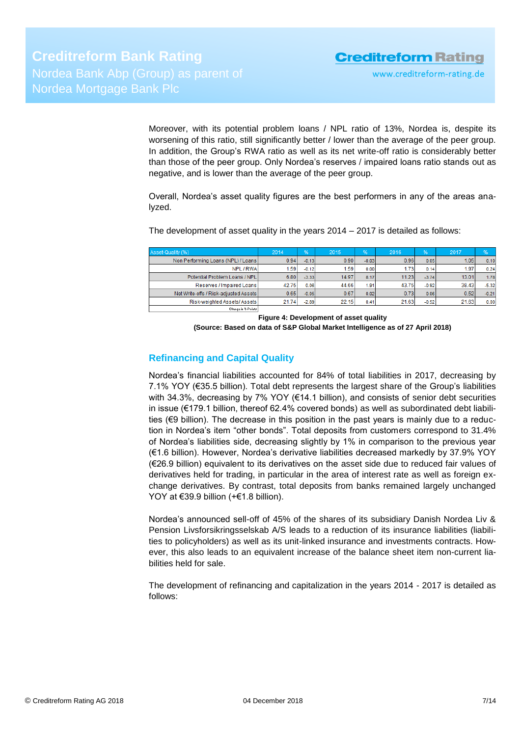Moreover, with its potential problem loans / NPL ratio of 13%, Nordea is, despite its worsening of this ratio, still significantly better / lower than the average of the peer group. In addition, the Group's RWA ratio as well as its net write-off ratio is considerably better than those of the peer group. Only Nordea's reserves / impaired loans ratio stands out as negative, and is lower than the average of the peer group.

Overall, Nordea's asset quality figures are the best performers in any of the areas analyzed.

The development of asset quality in the years 2014 – 2017 is detailed as follows:

| Asset-Quality (%) | 2014 | % | 2015 | % | 2016 | % | 2017 | % |
|---|---|---|---|---|---|---|---|---|
| Non Performing Loans (NPL) / Loans | 0.94 | -0.13 | 0.90 | -0.03 | 0.95 | 0.05 | 1.05 | 0.10 |
| NPL / RWA | 1.59 | -0.12 | 1.59 | 0.00 | 1.73 | 0.14 | 1.97 | 0.24 |
| Potential Problem Loans / NPL | 6.80 | -3.33 | 14.97 | 8.17 | 11.23 | -3.74 | 13.01 | 1.78 |
| Reserves / Impaired Loans | 42.75 | 0.06 | 44.66 | 1.91 | 43.75 | -0.92 | 38.43 | -5.32 |
| Net Write-offs / Risk-adjusted Assets | 0.65 | -0.05 | 0.67 | 0.02 | 0.73 | 0.06 | 0.52 | -0.21 |
| Risk-weighted Assets/ Assets | 21.74 | -2.89 | 22.15 | 0.41 | 21.63 | -0.52 | 21.63 | 0.00 |
| Change in %-Points | | | | | | | | |

**Figure 4: Development of asset quality**
**(Source: Based on data of S&P Global Market Intelligence as of 27 April 2018)**

## Refinancing and Capital Quality

Nordea's financial liabilities accounted for 84% of total liabilities in 2017, decreasing by 7.1% YOY (€35.5 billion). Total debt represents the largest share of the Group's liabilities with 34.3%, decreasing by 7% YOY (€14.1 billion), and consists of senior debt securities in issue (€179.1 billion, thereof 62.4% covered bonds) as well as subordinated debt liabilities (€9 billion). The decrease in this position in the past years is mainly due to a reduction in Nordea's item "other bonds". Total deposits from customers correspond to 31.4% of Nordea's liabilities side, decreasing slightly by 1% in comparison to the previous year (€1.6 billion). However, Nordea's derivative liabilities decreased markedly by 37.9% YOY (€26.9 billion) equivalent to its derivatives on the asset side due to reduced fair values of derivatives held for trading, in particular in the area of interest rate as well as foreign exchange derivatives. By contrast, total deposits from banks remained largely unchanged YOY at €39.9 billion (+€1.8 billion).

Nordea's announced sell-off of 45% of the shares of its subsidiary Danish Nordea Liv & Pension Livsforsikringsselskab A/S leads to a reduction of its insurance liabilities (liabilities to policyholders) as well as its unit-linked insurance and investments contracts. However, this also leads to an equivalent increase of the balance sheet item non-current liabilities held for sale.

The development of refinancing and capitalization in the years 2014 - 2017 is detailed as follows: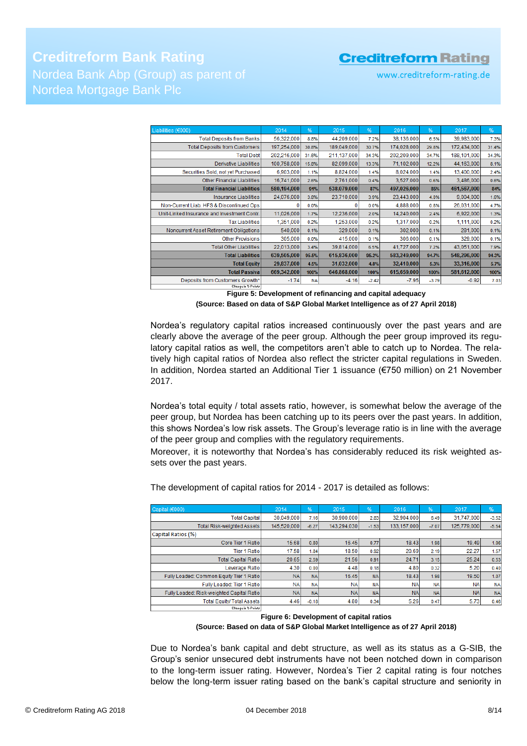| Liabilities (€000) | 2014 | % | 2015 | % | 2016 | % | 2017 | % |
|---|---|---|---|---|---|---|---|---|
| Total Deposits from Banks | 56,322,000 | 8.8% | 44,209,000 | 7.2% | 38,136,000 | 6.5% | 39,983,000 | 7.3% |
| Total Deposits from Customers | 197,254,000 | 30.8% | 189,049,000 | 30.7% | 174,028,000 | 29.8% | 172,434,000 | 31.4% |
| Total Debt | 202,216,000 | 31.6% | 211,137,000 | 34.3% | 202,209,000 | 34.7% | 188,101,000 | 34.3% |
| Derivative Liabilities | 100,758,000 | 15.8% | 82,099,000 | 13.3% | 71,102,000 | 12.2% | 44,163,000 | 8.1% |
| Securities Sold, not yet Purchased | 6,903,000 | 1.1% | 8,824,000 | 1.4% | 8,024,000 | 1.4% | 13,400,000 | 2.4% |
| Other Financial Liabilities | 16,741,000 | 2.6% | 2,761,000 | 0.4% | 3,527,000 | 0.6% | 3,486,000 | 0.6% |
| **Total Financial Liabilities** | **580,194,000** | **91%** | **538,079,000** | **87%** | **497,026,000** | **85%** | **461,567,000** | **84%** |
| Insurance Liabilities | 24,076,000 | 3.8% | 23,710,000 | 3.9% | 23,443,000 | 4.0% | 9,004,000 | 1.6% |
| Non-Current Liab. HFS & Discontinued Ops | 0 | 0.0% | 0 | 0.0% | 4,888,000 | 0.8% | 26,031,000 | 4.7% |
| Unit-Linked Insurance and Investment Contr. | 11,026,000 | 1.7% | 12,236,000 | 2.0% | 14,240,000 | 2.4% | 6,922,000 | 1.3% |
| Tax Liabilities | 1,351,000 | 0.2% | 1,253,000 | 0.2% | 1,317,000 | 0.2% | 1,111,000 | 0.2% |
| Noncurrent Asset Retirement Obligations | 540,000 | 0.1% | 329,000 | 0.1% | 302,000 | 0.1% | 281,000 | 0.1% |
| Other Provisions | 305,000 | 0.0% | 415,000 | 0.1% | 306,000 | 0.1% | 329,000 | 0.1% |
| Total Other Liabilities | 22,013,000 | 3.4% | 39,814,000 | 6.5% | 41,727,000 | 7.2% | 43,051,000 | 7.9% |
| **Total Liabilities** | **639,505,000** | **95.5%** | **615,836,000** | **95.2%** | **583,249,000** | **94.7%** | **548,296,000** | **94.3%** |
| **Total Equity** | **29,837,000** | **4.5%** | **31,032,000** | **4.8%** | **32,410,000** | **5.3%** | **33,316,000** | **5.7%** |
| **Total Passiva** | **669,342,000** | **100%** | **646,868,000** | **100%** | **615,659,000** | **100%** | **581,612,000** | **100%** |
| Deposits from Customers Growth* | -1.74 | NA | -4.16 | -2.42 | -7.95 | -3.79 | -0.92 | 7.03 |
| Change in %-Points | | | | | | | | |

**Figure 5: Development of refinancing and capital adequacy**
**(Source: Based on data of S&P Global Market Intelligence as of 27 April 2018)**

Nordea's regulatory capital ratios increased continuously over the past years and are clearly above the average of the peer group. Although the peer group improved its regulatory capital ratios as well, the competitors aren't able to catch up to Nordea. The relatively high capital ratios of Nordea also reflect the stricter capital regulations in Sweden. In addition, Nordea started an Additional Tier 1 issuance (€750 million) on 21 November 2017.

Nordea's total equity / total assets ratio, however, is somewhat below the average of the peer group, but Nordea has been catching up to its peers over the past years. In addition, this shows Nordea's low risk assets. The Group's leverage ratio is in line with the average of the peer group and complies with the regulatory requirements.
Moreover, it is noteworthy that Nordea's has considerably reduced its risk weighted assets over the past years.

The development of capital ratios for 2014 - 2017 is detailed as follows:

| Capital (€000) | 2014 | % | 2015 | % | 2016 | % | 2017 | % |
|---|---|---|---|---|---|---|---|---|
| Total Capital | 30,049,000 | 7.16 | 30,900,000 | 2.83 | 32,904,000 | 6.49 | 31,747,000 | -3.52 |
| Total Risk-weighted Assets | 145,520,000 | -6.27 | 143,294,030 | -1.53 | 133,157,000 | -7.07 | 125,779,000 | -5.54 |
| Capital Ratios (%) | | | | | | | | |
| Core Tier 1 Ratio | 15.68 | 0.80 | 16.45 | 0.77 | 18.43 | 1.98 | 19.49 | 1.06 |
| Tier 1 Ratio | 17.58 | 1.84 | 18.50 | 0.92 | 20.69 | 2.19 | 22.27 | 1.57 |
| Total Capital Ratio | 20.65 | 2.59 | 21.56 | 0.91 | 24.71 | 3.15 | 25.24 | 0.53 |
| Leverage Ratio | 4.30 | 0.00 | 4.48 | 0.18 | 4.80 | 0.32 | 5.20 | 0.40 |
| Fully Loaded: Common Equity Tier 1 Ratio | NA | NA | 16.45 | NA | 18.43 | 1.98 | 19.50 | 1.07 |
| Fully Loaded: Tier 1 Ratio | NA | NA | NA | NA | NA | NA | NA | NA |
| Fully Loaded: Risk-weighted Capital Ratio | NA | NA | NA | NA | NA | NA | NA | NA |
| Total Equity/ Total Assets | 4.46 | -0.18 | 4.80 | 0.34 | 5.26 | 0.47 | 5.73 | 0.46 |
| Change in %-Points | | | | | | | | |

**Figure 6: Development of capital ratios**
**(Source: Based on data of S&P Global Market Intelligence as of 27 April 2018)**

Due to Nordea's bank capital and debt structure, as well as its status as a G-SIB, the Group's senior unsecured debt instruments have not been notched down in comparison to the long-term issuer rating. However, Nordea's Tier 2 capital rating is four notches below the long-term issuer rating based on the bank's capital structure and seniority in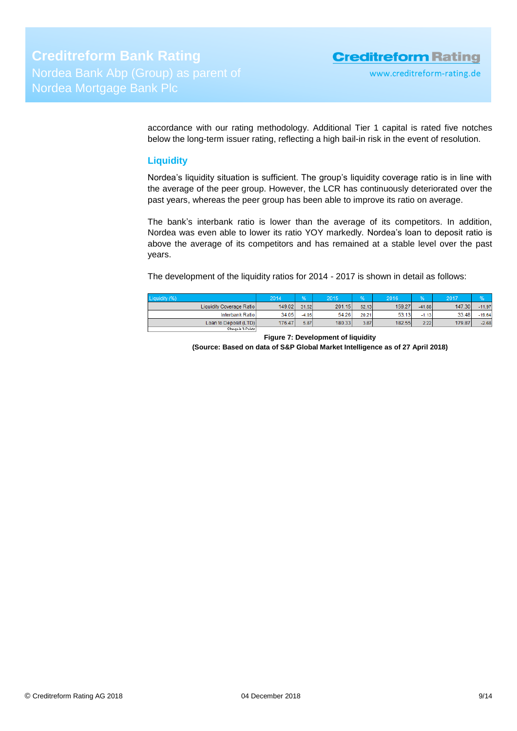accordance with our rating methodology. Additional Tier 1 capital is rated five notches below the long-term issuer rating, reflecting a high bail-in risk in the event of resolution.

## Liquidity

Nordea's liquidity situation is sufficient. The group's liquidity coverage ratio is in line with the average of the peer group. However, the LCR has continuously deteriorated over the past years, whereas the peer group has been able to improve its ratio on average.

The bank's interbank ratio is lower than the average of its competitors. In addition, Nordea was even able to lower its ratio YOY markedly. Nordea's loan to deposit ratio is above the average of its competitors and has remained at a stable level over the past years.

The development of the liquidity ratios for 2014 - 2017 is shown in detail as follows:

| Liquidity (%) | 2014 | % | 2015 | % | 2016 | % | 2017 | % |
|---|---|---|---|---|---|---|---|---|
| Liquidity Coverage Ratio | 149.02 | 31.52 | 201.15 | 52.13 | 159.27 | -41.88 | 147.30 | -11.97 |
| Interbank Ratio | 34.05 | -4.05 | 54.26 | 20.21 | 53.13 | -1.13 | 33.48 | -19.64 |
| Loan to Deposit (LTD) | 176.47 | 5.87 | 180.33 | 3.87 | 182.55 | 2.22 | 179.87 | -2.68 |
| Change in %-Points | | | | | | | | |

**Figure 7: Development of liquidity**
**(Source: Based on data of S&P Global Market Intelligence as of 27 April 2018)**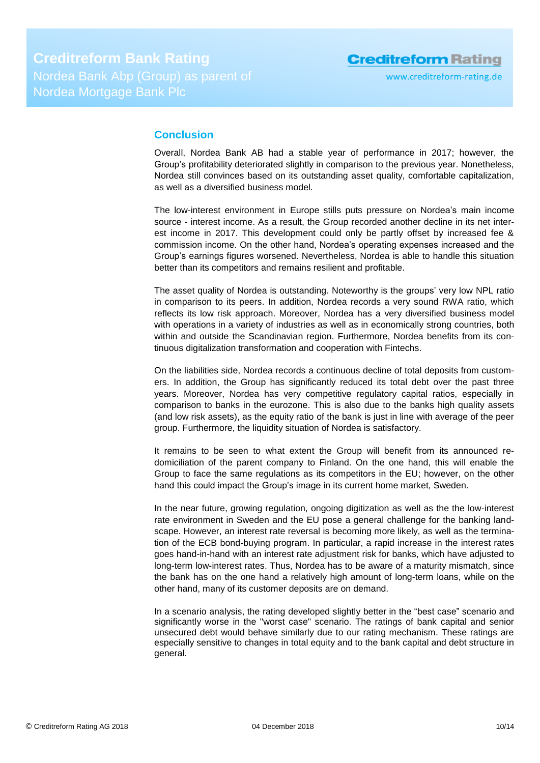## Conclusion

Overall, Nordea Bank AB had a stable year of performance in 2017; however, the Group's profitability deteriorated slightly in comparison to the previous year. Nonetheless, Nordea still convinces based on its outstanding asset quality, comfortable capitalization, as well as a diversified business model.

The low-interest environment in Europe stills puts pressure on Nordea's main income source - interest income. As a result, the Group recorded another decline in its net interest income in 2017. This development could only be partly offset by increased fee & commission income. On the other hand, Nordea's operating expenses increased and the Group's earnings figures worsened. Nevertheless, Nordea is able to handle this situation better than its competitors and remains resilient and profitable.

The asset quality of Nordea is outstanding. Noteworthy is the groups' very low NPL ratio in comparison to its peers. In addition, Nordea records a very sound RWA ratio, which reflects its low risk approach. Moreover, Nordea has a very diversified business model with operations in a variety of industries as well as in economically strong countries, both within and outside the Scandinavian region. Furthermore, Nordea benefits from its continuous digitalization transformation and cooperation with Fintechs.

On the liabilities side, Nordea records a continuous decline of total deposits from customers. In addition, the Group has significantly reduced its total debt over the past three years. Moreover, Nordea has very competitive regulatory capital ratios, especially in comparison to banks in the eurozone. This is also due to the banks high quality assets (and low risk assets), as the equity ratio of the bank is just in line with average of the peer group. Furthermore, the liquidity situation of Nordea is satisfactory.

It remains to be seen to what extent the Group will benefit from its announced re-domiciliation of the parent company to Finland. On the one hand, this will enable the Group to face the same regulations as its competitors in the EU; however, on the other hand this could impact the Group's image in its current home market, Sweden.

In the near future, growing regulation, ongoing digitization as well as the the low-interest rate environment in Sweden and the EU pose a general challenge for the banking landscape. However, an interest rate reversal is becoming more likely, as well as the termination of the ECB bond-buying program. In particular, a rapid increase in the interest rates goes hand-in-hand with an interest rate adjustment risk for banks, which have adjusted to long-term low-interest rates. Thus, Nordea has to be aware of a maturity mismatch, since the bank has on the one hand a relatively high amount of long-term loans, while on the other hand, many of its customer deposits are on demand.

In a scenario analysis, the rating developed slightly better in the "best case" scenario and significantly worse in the "worst case" scenario. The ratings of bank capital and senior unsecured debt would behave similarly due to our rating mechanism. These ratings are especially sensitive to changes in total equity and to the bank capital and debt structure in general.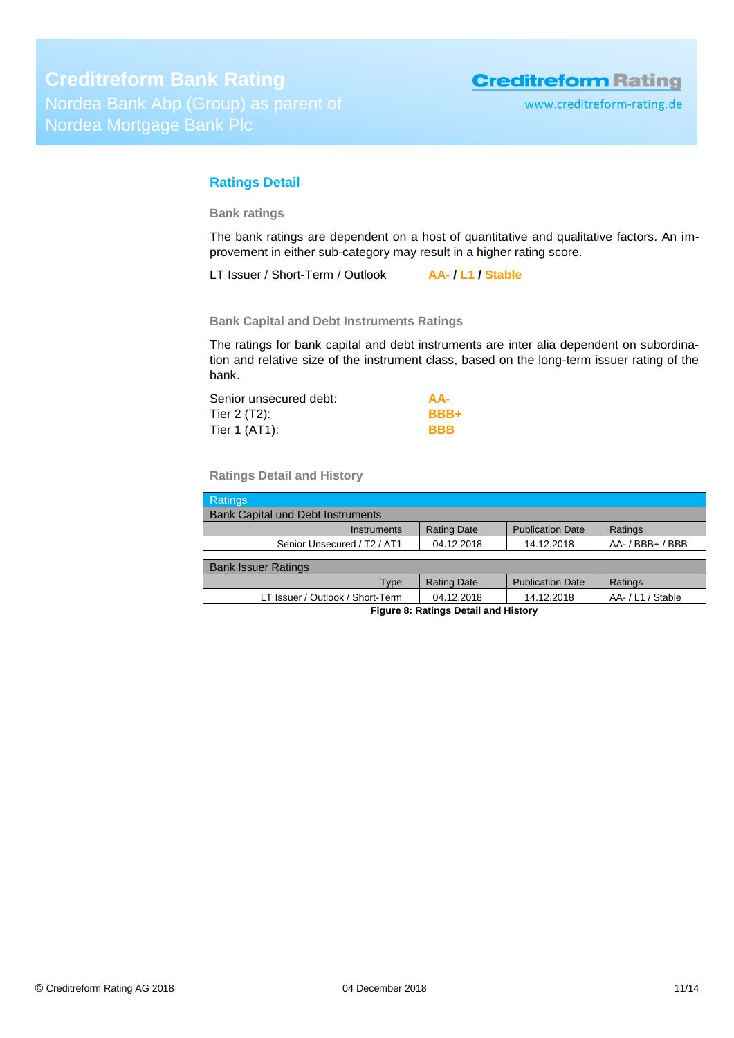## Ratings Detail

### Bank ratings

The bank ratings are dependent on a host of quantitative and qualitative factors. An improvement in either sub-category may result in a higher rating score.

LT Issuer / Short-Term / Outlook **AA- / L1 / Stable**

### Bank Capital and Debt Instruments Ratings

The ratings for bank capital and debt instruments are inter alia dependent on subordination and relative size of the instrument class, based on the long-term issuer rating of the bank.

| | |
|---|---|
| Senior unsecured debt: | **AA-** |
| Tier 2 (T2): | **BBB+** |
| Tier 1 (AT1): | **BBB** |

### Ratings Detail and History

| Ratings | | | |
|---|---|---|---|
| **Bank Capital und Debt Instruments** | | | |
| Instruments | Rating Date | Publication Date | Ratings |
| Senior Unsecured / T2 / AT1 | 04.12.2018 | 14.12.2018 | AA- / BBB+ / BBB |
| **Bank Issuer Ratings** | | | |
| Type | Rating Date | Publication Date | Ratings |
| LT Issuer / Outlook / Short-Term | 04.12.2018 | 14.12.2018 | AA- / L1 / Stable |

**Figure 8: Ratings Detail and History**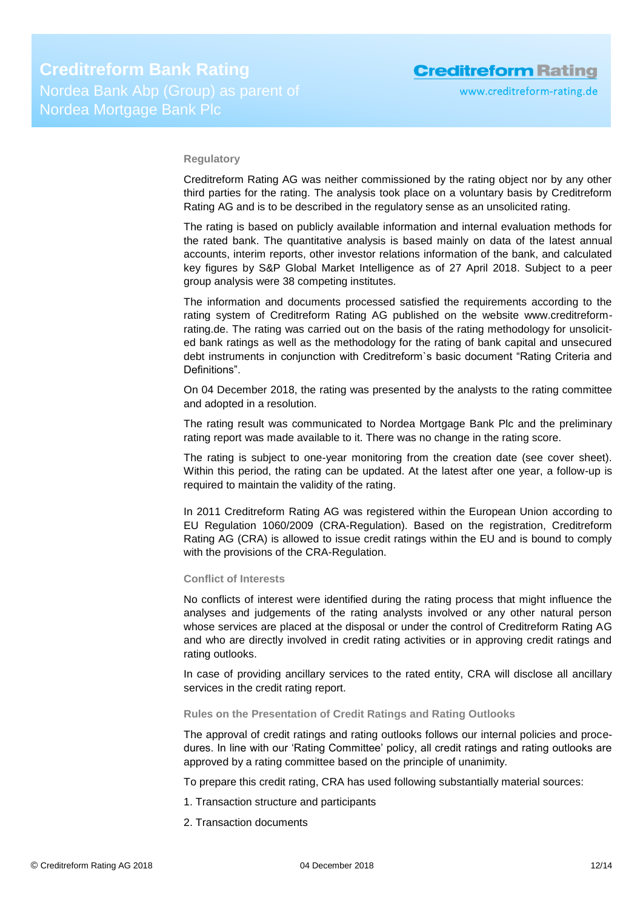### Regulatory

Creditreform Rating AG was neither commissioned by the rating object nor by any other third parties for the rating. The analysis took place on a voluntary basis by Creditreform Rating AG and is to be described in the regulatory sense as an unsolicited rating.

The rating is based on publicly available information and internal evaluation methods for the rated bank. The quantitative analysis is based mainly on data of the latest annual accounts, interim reports, other investor relations information of the bank, and calculated key figures by S&P Global Market Intelligence as of 27 April 2018. Subject to a peer group analysis were 38 competing institutes.

The information and documents processed satisfied the requirements according to the rating system of Creditreform Rating AG published on the website www.creditreform-rating.de. The rating was carried out on the basis of the rating methodology for unsolicited bank ratings as well as the methodology for the rating of bank capital and unsecured debt instruments in conjunction with Creditreform`s basic document "Rating Criteria and Definitions".

On 04 December 2018, the rating was presented by the analysts to the rating committee and adopted in a resolution.

The rating result was communicated to Nordea Mortgage Bank Plc and the preliminary rating report was made available to it. There was no change in the rating score.

The rating is subject to one-year monitoring from the creation date (see cover sheet). Within this period, the rating can be updated. At the latest after one year, a follow-up is required to maintain the validity of the rating.

In 2011 Creditreform Rating AG was registered within the European Union according to EU Regulation 1060/2009 (CRA-Regulation). Based on the registration, Creditreform Rating AG (CRA) is allowed to issue credit ratings within the EU and is bound to comply with the provisions of the CRA-Regulation.

### Conflict of Interests

No conflicts of interest were identified during the rating process that might influence the analyses and judgements of the rating analysts involved or any other natural person whose services are placed at the disposal or under the control of Creditreform Rating AG and who are directly involved in credit rating activities or in approving credit ratings and rating outlooks.

In case of providing ancillary services to the rated entity, CRA will disclose all ancillary services in the credit rating report.

### Rules on the Presentation of Credit Ratings and Rating Outlooks

The approval of credit ratings and rating outlooks follows our internal policies and procedures. In line with our 'Rating Committee' policy, all credit ratings and rating outlooks are approved by a rating committee based on the principle of unanimity.

To prepare this credit rating, CRA has used following substantially material sources:

1. Transaction structure and participants
2. Transaction documents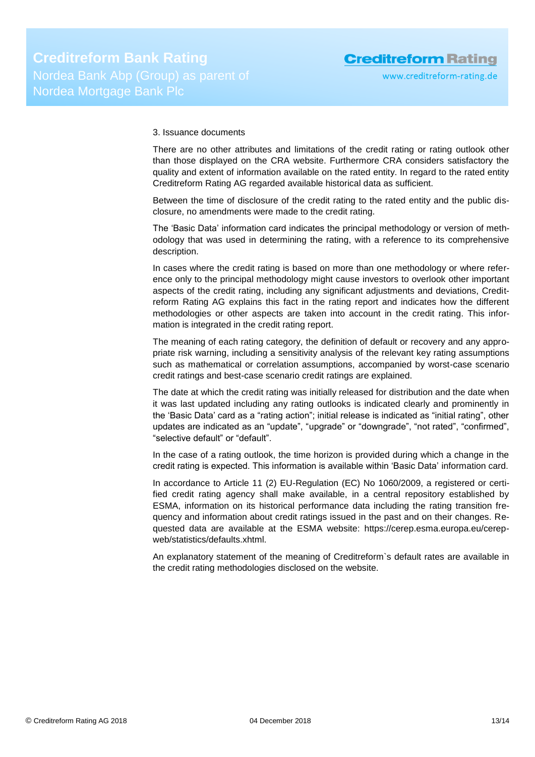3. Issuance documents

There are no other attributes and limitations of the credit rating or rating outlook other than those displayed on the CRA website. Furthermore CRA considers satisfactory the quality and extent of information available on the rated entity. In regard to the rated entity Creditreform Rating AG regarded available historical data as sufficient.

Between the time of disclosure of the credit rating to the rated entity and the public disclosure, no amendments were made to the credit rating.

The 'Basic Data' information card indicates the principal methodology or version of methodology that was used in determining the rating, with a reference to its comprehensive description.

In cases where the credit rating is based on more than one methodology or where reference only to the principal methodology might cause investors to overlook other important aspects of the credit rating, including any significant adjustments and deviations, Creditreform Rating AG explains this fact in the rating report and indicates how the different methodologies or other aspects are taken into account in the credit rating. This information is integrated in the credit rating report.

The meaning of each rating category, the definition of default or recovery and any appropriate risk warning, including a sensitivity analysis of the relevant key rating assumptions such as mathematical or correlation assumptions, accompanied by worst-case scenario credit ratings and best-case scenario credit ratings are explained.

The date at which the credit rating was initially released for distribution and the date when it was last updated including any rating outlooks is indicated clearly and prominently in the 'Basic Data' card as a "rating action"; initial release is indicated as "initial rating", other updates are indicated as an "update", "upgrade" or "downgrade", "not rated", "confirmed", "selective default" or "default".

In the case of a rating outlook, the time horizon is provided during which a change in the credit rating is expected. This information is available within 'Basic Data' information card.

In accordance to Article 11 (2) EU-Regulation (EC) No 1060/2009, a registered or certified credit rating agency shall make available, in a central repository established by ESMA, information on its historical performance data including the rating transition frequency and information about credit ratings issued in the past and on their changes. Requested data are available at the ESMA website: https://cerep.esma.europa.eu/cerep-web/statistics/defaults.xhtml.

An explanatory statement of the meaning of Creditreform`s default rates are available in the credit rating methodologies disclosed on the website.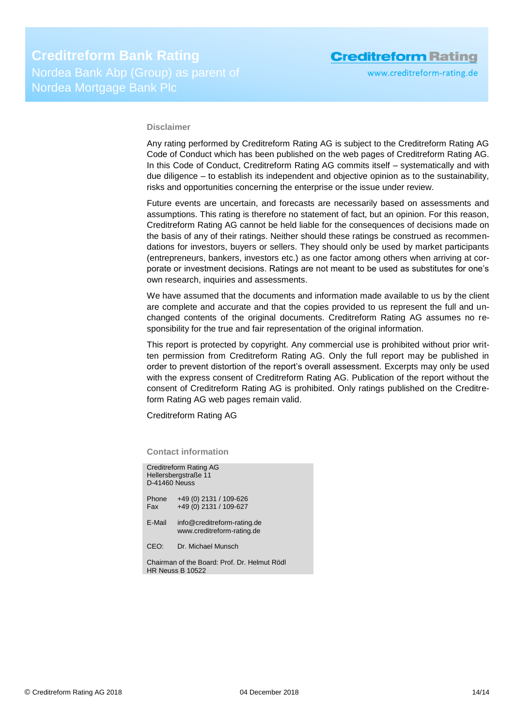## Disclaimer

Any rating performed by Creditreform Rating AG is subject to the Creditreform Rating AG Code of Conduct which has been published on the web pages of Creditreform Rating AG. In this Code of Conduct, Creditreform Rating AG commits itself – systematically and with due diligence – to establish its independent and objective opinion as to the sustainability, risks and opportunities concerning the enterprise or the issue under review.

Future events are uncertain, and forecasts are necessarily based on assessments and assumptions. This rating is therefore no statement of fact, but an opinion. For this reason, Creditreform Rating AG cannot be held liable for the consequences of decisions made on the basis of any of their ratings. Neither should these ratings be construed as recommendations for investors, buyers or sellers. They should only be used by market participants (entrepreneurs, bankers, investors etc.) as one factor among others when arriving at corporate or investment decisions. Ratings are not meant to be used as substitutes for one's own research, inquiries and assessments.

We have assumed that the documents and information made available to us by the client are complete and accurate and that the copies provided to us represent the full and unchanged contents of the original documents. Creditreform Rating AG assumes no responsibility for the true and fair representation of the original information.

This report is protected by copyright. Any commercial use is prohibited without prior written permission from Creditreform Rating AG. Only the full report may be published in order to prevent distortion of the report's overall assessment. Excerpts may only be used with the express consent of Creditreform Rating AG. Publication of the report without the consent of Creditreform Rating AG is prohibited. Only ratings published on the Creditreform Rating AG web pages remain valid.

Creditreform Rating AG

## Contact information

Creditreform Rating AG
Hellersbergstraße 11
D-41460 Neuss

Phone +49 (0) 2131 / 109-626
Fax +49 (0) 2131 / 109-627

E-Mail info@creditreform-rating.de
www.creditreform-rating.de

CEO: Dr. Michael Munsch

Chairman of the Board: Prof. Dr. Helmut Rödl
HR Neuss B 10522